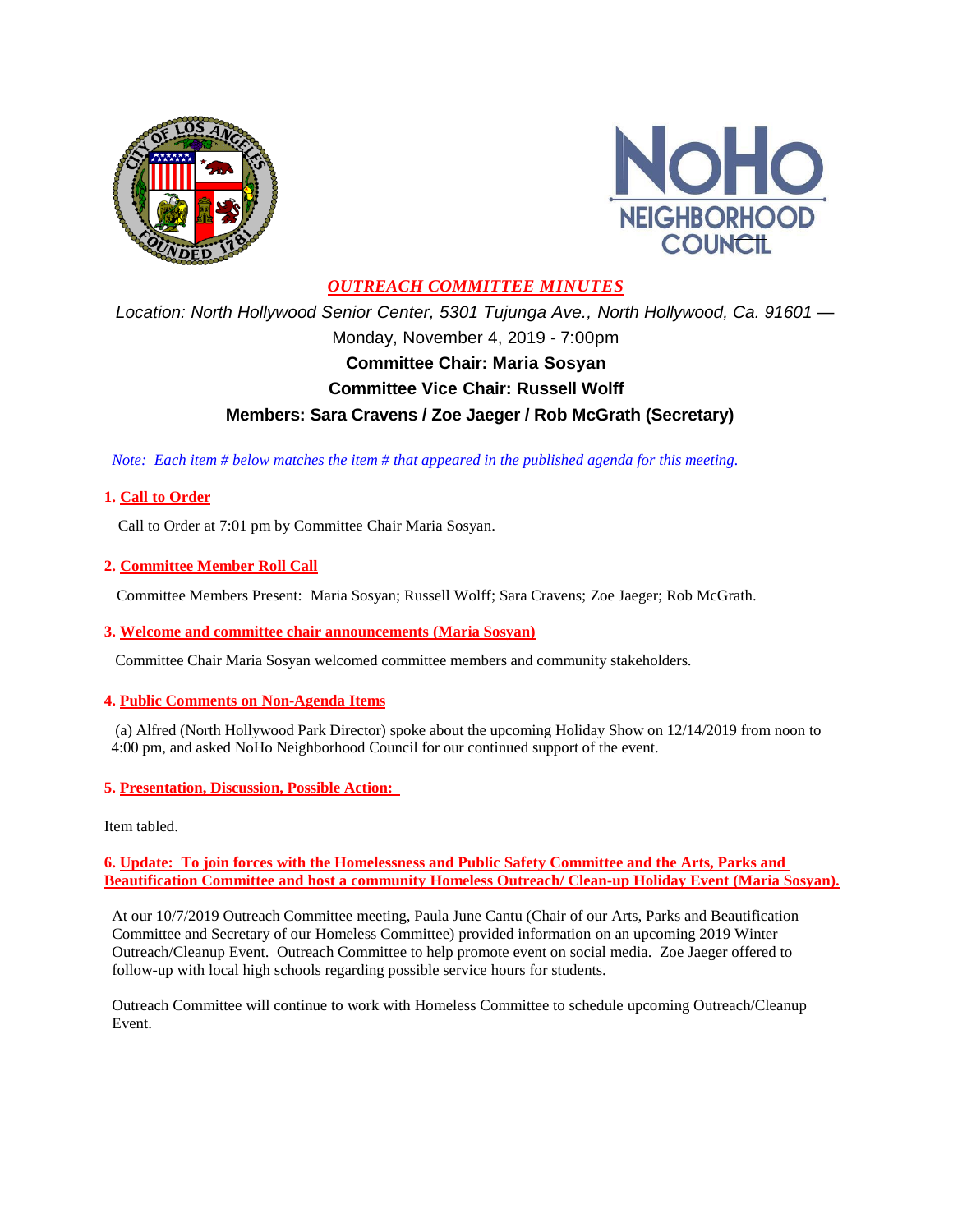# *OUTREACH COMMITTEE MINUTES*

*Location: North Hollywood Senior Center, 5301 Tujunga Ave., North Hollywood, Ca. 91601 —*

Monday, November 4, 2019 - 7:00pm

**Committee Chair: Maria Sosyan**

**Committee Vice Chair: Russell Wolff**

**Members: Sara Cravens / Zoe Jaeger / Rob McGrath (Secretary)**

*Note: Each item # below matches the item # that appeared in the published agenda for this meeting.*

## 1. Call to Order

Call to Order at 7:01 pm by Committee Chair Maria Sosyan.

## 2. Committee Member Roll Call

Committee Members Present: Maria Sosyan; Russell Wolff; Sara Cravens; Zoe Jaeger; Rob McGrath.

## 3. Welcome and committee chair announcements (Maria Sosyan)

Committee Chair Maria Sosyan welcomed committee members and community stakeholders.

## 4. Public Comments on Non-Agenda Items

(a) Alfred (North Hollywood Park Director) spoke about the upcoming Holiday Show on 12/14/2019 from noon to 4:00 pm, and asked NoHo Neighborhood Council for our continued support of the event.

## 5. Presentation, Discussion, Possible Action:

Item tabled.

## 6. Update: To join forces with the Homelessness and Public Safety Committee and the Arts, Parks and Beautification Committee and host a community Homeless Outreach/ Clean-up Holiday Event (Maria Sosyan).

At our 10/7/2019 Outreach Committee meeting, Paula June Cantu (Chair of our Arts, Parks and Beautification Committee and Secretary of our Homeless Committee) provided information on an upcoming 2019 Winter Outreach/Cleanup Event. Outreach Committee to help promote event on social media. Zoe Jaeger offered to follow-up with local high schools regarding possible service hours for students.

Outreach Committee will continue to work with Homeless Committee to schedule upcoming Outreach/Cleanup Event.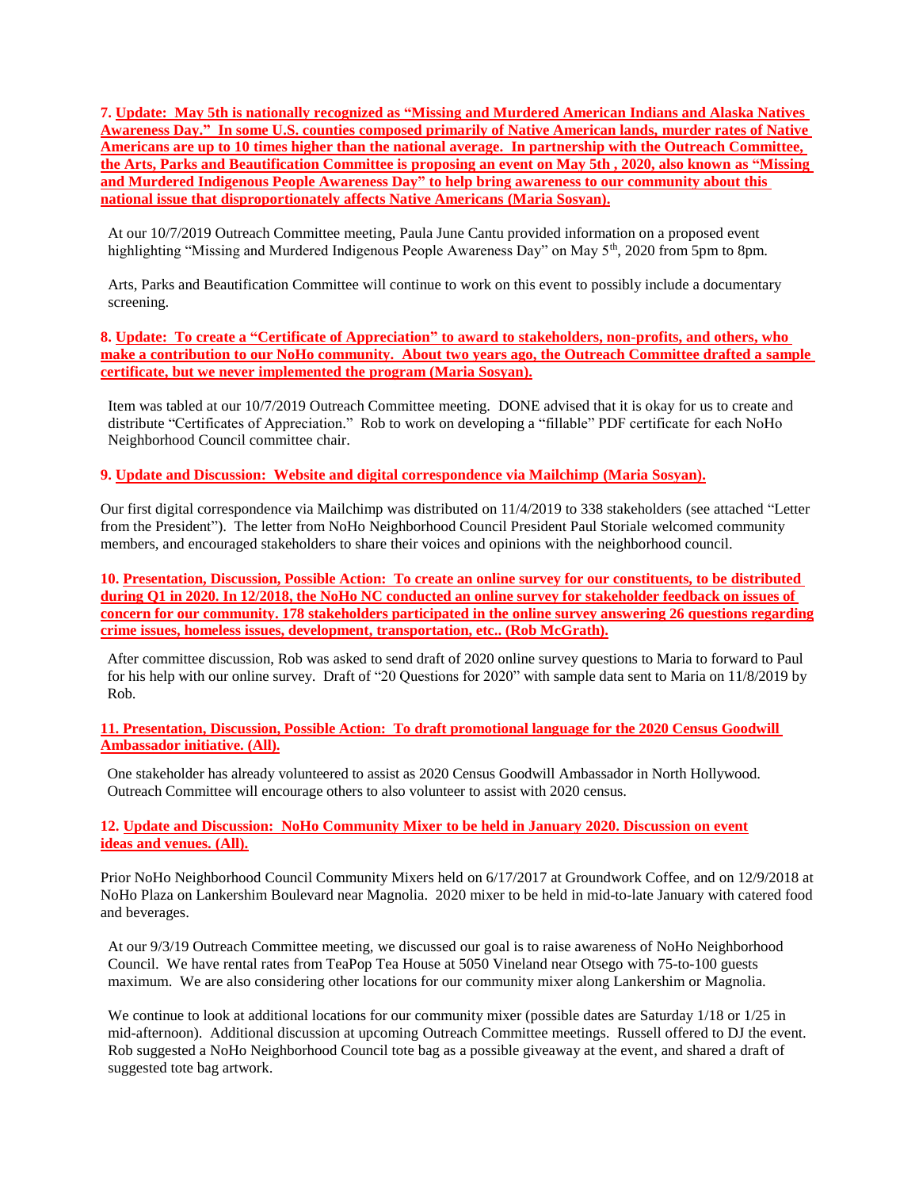**7. Update: May 5th is nationally recognized as "Missing and Murdered American Indians and Alaska Natives Awareness Day." In some U.S. counties composed primarily of Native American lands, murder rates of Native Americans are up to 10 times higher than the national average. In partnership with the Outreach Committee, the Arts, Parks and Beautification Committee is proposing an event on May 5th , 2020, also known as "Missing and Murdered Indigenous People Awareness Day" to help bring awareness to our community about this national issue that disproportionately affects Native Americans (Maria Sosyan).**

At our 10/7/2019 Outreach Committee meeting, Paula June Cantu provided information on a proposed event highlighting "Missing and Murdered Indigenous People Awareness Day" on May 5th, 2020 from 5pm to 8pm.

Arts, Parks and Beautification Committee will continue to work on this event to possibly include a documentary screening.

**8. Update: To create a "Certificate of Appreciation" to award to stakeholders, non-profits, and others, who make a contribution to our NoHo community. About two years ago, the Outreach Committee drafted a sample certificate, but we never implemented the program (Maria Sosyan).**

Item was tabled at our 10/7/2019 Outreach Committee meeting. DONE advised that it is okay for us to create and distribute "Certificates of Appreciation." Rob to work on developing a "fillable" PDF certificate for each NoHo Neighborhood Council committee chair.

**9. Update and Discussion: Website and digital correspondence via Mailchimp (Maria Sosyan).**

Our first digital correspondence via Mailchimp was distributed on 11/4/2019 to 338 stakeholders (see attached "Letter from the President"). The letter from NoHo Neighborhood Council President Paul Storiale welcomed community members, and encouraged stakeholders to share their voices and opinions with the neighborhood council.

**10. Presentation, Discussion, Possible Action: To create an online survey for our constituents, to be distributed during Q1 in 2020. In 12/2018, the NoHo NC conducted an online survey for stakeholder feedback on issues of concern for our community. 178 stakeholders participated in the online survey answering 26 questions regarding crime issues, homeless issues, development, transportation, etc.. (Rob McGrath).**

After committee discussion, Rob was asked to send draft of 2020 online survey questions to Maria to forward to Paul for his help with our online survey. Draft of "20 Questions for 2020" with sample data sent to Maria on 11/8/2019 by Rob.

**11. Presentation, Discussion, Possible Action: To draft promotional language for the 2020 Census Goodwill Ambassador initiative. (All).**

One stakeholder has already volunteered to assist as 2020 Census Goodwill Ambassador in North Hollywood. Outreach Committee will encourage others to also volunteer to assist with 2020 census.

**12. Update and Discussion: NoHo Community Mixer to be held in January 2020. Discussion on event ideas and venues. (All).**

Prior NoHo Neighborhood Council Community Mixers held on 6/17/2017 at Groundwork Coffee, and on 12/9/2018 at NoHo Plaza on Lankershim Boulevard near Magnolia. 2020 mixer to be held in mid-to-late January with catered food and beverages.

At our 9/3/19 Outreach Committee meeting, we discussed our goal is to raise awareness of NoHo Neighborhood Council. We have rental rates from TeaPop Tea House at 5050 Vineland near Otsego with 75-to-100 guests maximum. We are also considering other locations for our community mixer along Lankershim or Magnolia.

We continue to look at additional locations for our community mixer (possible dates are Saturday 1/18 or 1/25 in mid-afternoon). Additional discussion at upcoming Outreach Committee meetings. Russell offered to DJ the event. Rob suggested a NoHo Neighborhood Council tote bag as a possible giveaway at the event, and shared a draft of suggested tote bag artwork.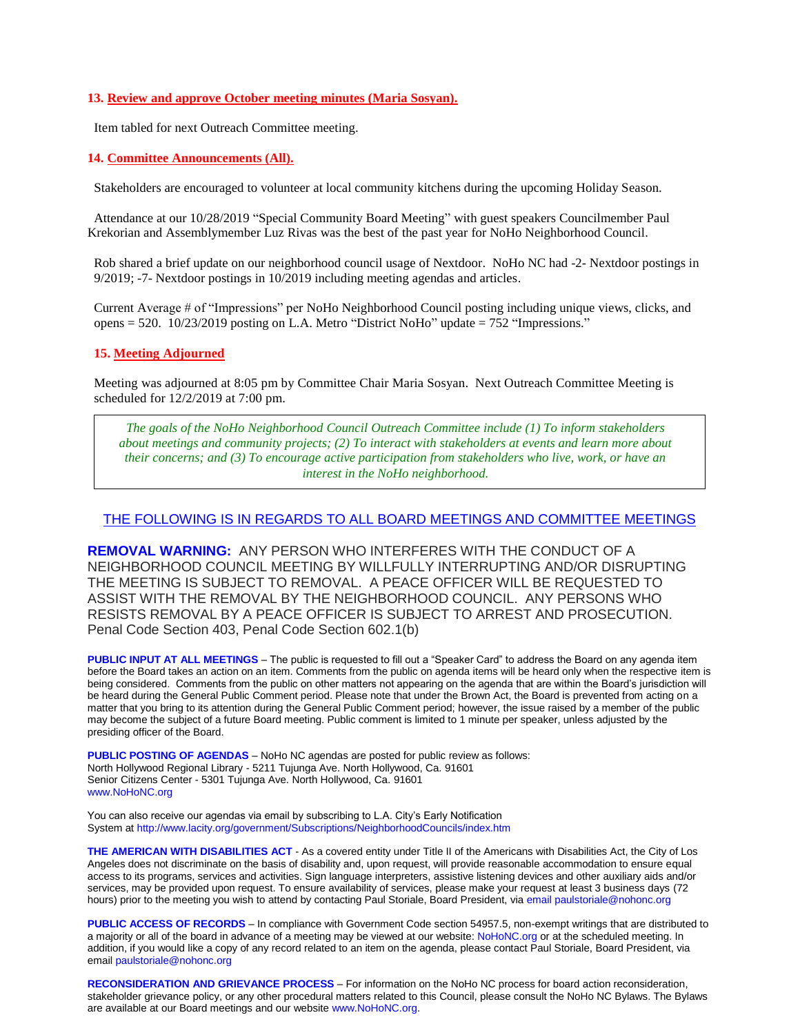**13. Review and approve October meeting minutes (Maria Sosyan).**

Item tabled for next Outreach Committee meeting.

**14. Committee Announcements (All).**

Stakeholders are encouraged to volunteer at local community kitchens during the upcoming Holiday Season.

Attendance at our 10/28/2019 "Special Community Board Meeting" with guest speakers Councilmember Paul Krekorian and Assemblymember Luz Rivas was the best of the past year for NoHo Neighborhood Council.

Rob shared a brief update on our neighborhood council usage of Nextdoor. NoHo NC had -2- Nextdoor postings in 9/2019; -7- Nextdoor postings in 10/2019 including meeting agendas and articles.

Current Average # of "Impressions" per NoHo Neighborhood Council posting including unique views, clicks, and opens = 520. 10/23/2019 posting on L.A. Metro "District NoHo" update = 752 "Impressions."

**15. Meeting Adjourned**

Meeting was adjourned at 8:05 pm by Committee Chair Maria Sosyan. Next Outreach Committee Meeting is scheduled for 12/2/2019 at 7:00 pm.

*The goals of the NoHo Neighborhood Council Outreach Committee include (1) To inform stakeholders about meetings and community projects; (2) To interact with stakeholders at events and learn more about their concerns; and (3) To encourage active participation from stakeholders who live, work, or have an interest in the NoHo neighborhood.*

THE FOLLOWING IS IN REGARDS TO ALL BOARD MEETINGS AND COMMITTEE MEETINGS

**REMOVAL WARNING:** ANY PERSON WHO INTERFERES WITH THE CONDUCT OF A NEIGHBORHOOD COUNCIL MEETING BY WILLFULLY INTERRUPTING AND/OR DISRUPTING THE MEETING IS SUBJECT TO REMOVAL. A PEACE OFFICER WILL BE REQUESTED TO ASSIST WITH THE REMOVAL BY THE NEIGHBORHOOD COUNCIL. ANY PERSONS WHO RESISTS REMOVAL BY A PEACE OFFICER IS SUBJECT TO ARREST AND PROSECUTION. Penal Code Section 403, Penal Code Section 602.1(b)

**PUBLIC INPUT AT ALL MEETINGS** – The public is requested to fill out a "Speaker Card" to address the Board on any agenda item before the Board takes an action on an item. Comments from the public on agenda items will be heard only when the respective item is being considered. Comments from the public on other matters not appearing on the agenda that are within the Board's jurisdiction will be heard during the General Public Comment period. Please note that under the Brown Act, the Board is prevented from acting on a matter that you bring to its attention during the General Public Comment period; however, the issue raised by a member of the public may become the subject of a future Board meeting. Public comment is limited to 1 minute per speaker, unless adjusted by the presiding officer of the Board.

**PUBLIC POSTING OF AGENDAS** – NoHo NC agendas are posted for public review as follows:
North Hollywood Regional Library - 5211 Tujunga Ave. North Hollywood, Ca. 91601
Senior Citizens Center - 5301 Tujunga Ave. North Hollywood, Ca. 91601
www.NoHoNC.org

You can also receive our agendas via email by subscribing to L.A. City's Early Notification System at http://www.lacity.org/government/Subscriptions/NeighborhoodCouncils/index.htm

**THE AMERICAN WITH DISABILITIES ACT** - As a covered entity under Title II of the Americans with Disabilities Act, the City of Los Angeles does not discriminate on the basis of disability and, upon request, will provide reasonable accommodation to ensure equal access to its programs, services and activities. Sign language interpreters, assistive listening devices and other auxiliary aids and/or services, may be provided upon request. To ensure availability of services, please make your request at least 3 business days (72 hours) prior to the meeting you wish to attend by contacting Paul Storiale, Board President, via email paulstoriale@nohonc.org

**PUBLIC ACCESS OF RECORDS** – In compliance with Government Code section 54957.5, non-exempt writings that are distributed to a majority or all of the board in advance of a meeting may be viewed at our website: NoHoNC.org or at the scheduled meeting. In addition, if you would like a copy of any record related to an item on the agenda, please contact Paul Storiale, Board President, via email paulstoriale@nohonc.org

**RECONSIDERATION AND GRIEVANCE PROCESS** – For information on the NoHo NC process for board action reconsideration, stakeholder grievance policy, or any other procedural matters related to this Council, please consult the NoHo NC Bylaws. The Bylaws are available at our Board meetings and our website www.NoHoNC.org.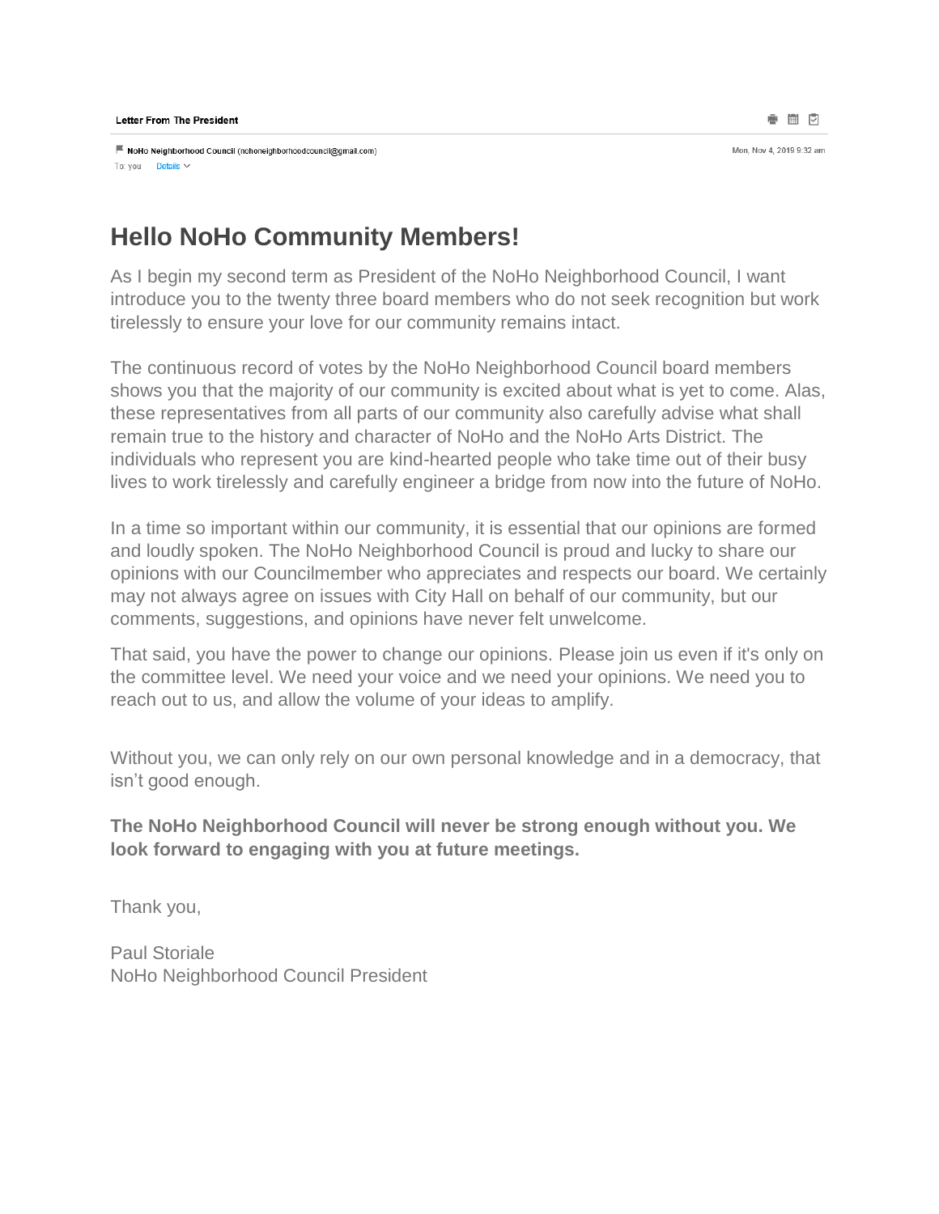**Letter From The President**

NoHo Neighborhood Council (nohoneighborhoodcouncil@gmail.com) Mon, Nov 4, 2019 9:32 am

To: you Details

# Hello NoHo Community Members!

As I begin my second term as President of the NoHo Neighborhood Council, I want introduce you to the twenty three board members who do not seek recognition but work tirelessly to ensure your love for our community remains intact.

The continuous record of votes by the NoHo Neighborhood Council board members shows you that the majority of our community is excited about what is yet to come. Alas, these representatives from all parts of our community also carefully advise what shall remain true to the history and character of NoHo and the NoHo Arts District. The individuals who represent you are kind-hearted people who take time out of their busy lives to work tirelessly and carefully engineer a bridge from now into the future of NoHo.

In a time so important within our community, it is essential that our opinions are formed and loudly spoken. The NoHo Neighborhood Council is proud and lucky to share our opinions with our Councilmember who appreciates and respects our board. We certainly may not always agree on issues with City Hall on behalf of our community, but our comments, suggestions, and opinions have never felt unwelcome.

That said, you have the power to change our opinions. Please join us even if it's only on the committee level. We need your voice and we need your opinions. We need you to reach out to us, and allow the volume of your ideas to amplify.

Without you, we can only rely on our own personal knowledge and in a democracy, that isn't good enough.

**The NoHo Neighborhood Council will never be strong enough without you. We look forward to engaging with you at future meetings.**

Thank you,

Paul Storiale
NoHo Neighborhood Council President